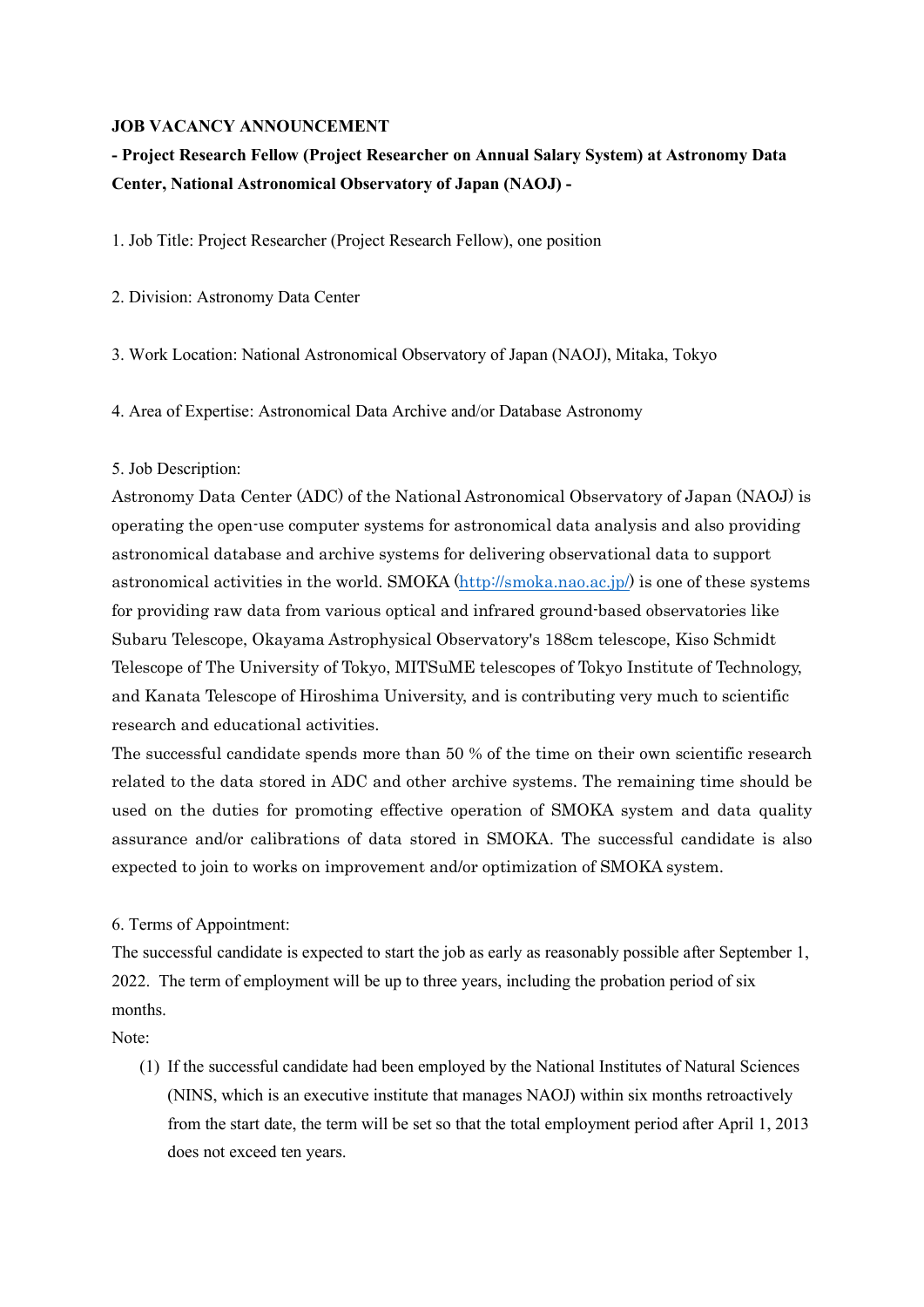**JOB VACANCY ANNOUNCEMENT**

**- Project Research Fellow (Project Researcher on Annual Salary System) at Astronomy Data Center, National Astronomical Observatory of Japan (NAOJ) -**

1. Job Title: Project Researcher (Project Research Fellow), one position

2. Division: Astronomy Data Center

3. Work Location: National Astronomical Observatory of Japan (NAOJ), Mitaka, Tokyo

4. Area of Expertise: Astronomical Data Archive and/or Database Astronomy

5. Job Description:

Astronomy Data Center (ADC) of the National Astronomical Observatory of Japan (NAOJ) is operating the open-use computer systems for astronomical data analysis and also providing astronomical database and archive systems for delivering observational data to support astronomical activities in the world. SMOKA (http://smoka.nao.ac.jp/) is one of these systems for providing raw data from various optical and infrared ground-based observatories like Subaru Telescope, Okayama Astrophysical Observatory's 188cm telescope, Kiso Schmidt Telescope of The University of Tokyo, MITSuME telescopes of Tokyo Institute of Technology, and Kanata Telescope of Hiroshima University, and is contributing very much to scientific research and educational activities.

The successful candidate spends more than 50 % of the time on their own scientific research related to the data stored in ADC and other archive systems. The remaining time should be used on the duties for promoting effective operation of SMOKA system and data quality assurance and/or calibrations of data stored in SMOKA. The successful candidate is also expected to join to works on improvement and/or optimization of SMOKA system.

6. Terms of Appointment:

The successful candidate is expected to start the job as early as reasonably possible after September 1, 2022. The term of employment will be up to three years, including the probation period of six months.

Note:

(1) If the successful candidate had been employed by the National Institutes of Natural Sciences (NINS, which is an executive institute that manages NAOJ) within six months retroactively from the start date, the term will be set so that the total employment period after April 1, 2013 does not exceed ten years.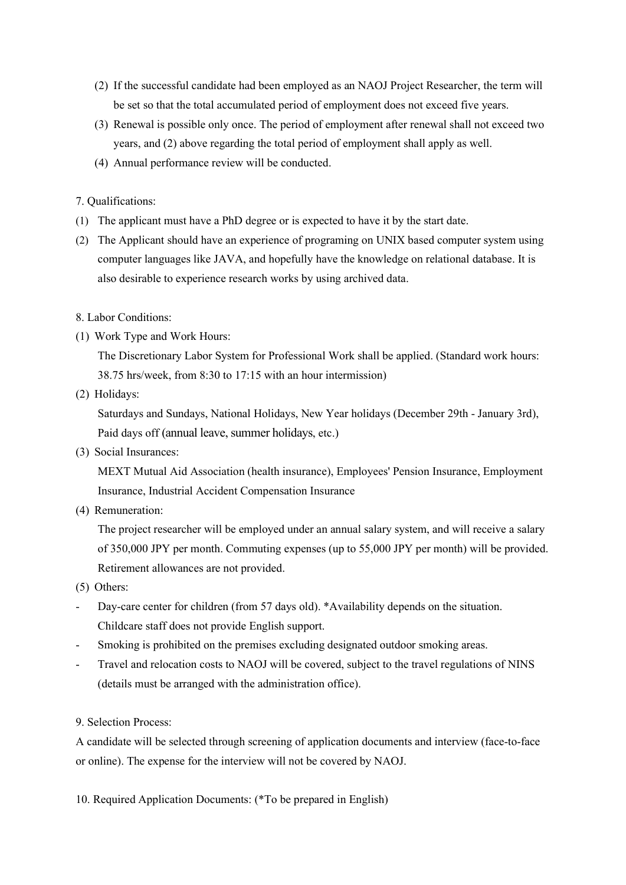(2) If the successful candidate had been employed as an NAOJ Project Researcher, the term will be set so that the total accumulated period of employment does not exceed five years.
(3) Renewal is possible only once. The period of employment after renewal shall not exceed two years, and (2) above regarding the total period of employment shall apply as well.
(4) Annual performance review will be conducted.

7. Qualifications:

(1) The applicant must have a PhD degree or is expected to have it by the start date.
(2) The Applicant should have an experience of programing on UNIX based computer system using computer languages like JAVA, and hopefully have the knowledge on relational database. It is also desirable to experience research works by using archived data.

8. Labor Conditions:

(1) Work Type and Work Hours:
  The Discretionary Labor System for Professional Work shall be applied. (Standard work hours: 38.75 hrs/week, from 8:30 to 17:15 with an hour intermission)
(2) Holidays:
  Saturdays and Sundays, National Holidays, New Year holidays (December 29th - January 3rd), Paid days off (annual leave, summer holidays, etc.)
(3) Social Insurances:
  MEXT Mutual Aid Association (health insurance), Employees' Pension Insurance, Employment Insurance, Industrial Accident Compensation Insurance
(4) Remuneration:
  The project researcher will be employed under an annual salary system, and will receive a salary of 350,000 JPY per month. Commuting expenses (up to 55,000 JPY per month) will be provided. Retirement allowances are not provided.
(5) Others:

- Day-care center for children (from 57 days old). *Availability depends on the situation. Childcare staff does not provide English support.
- Smoking is prohibited on the premises excluding designated outdoor smoking areas.
- Travel and relocation costs to NAOJ will be covered, subject to the travel regulations of NINS (details must be arranged with the administration office).

9. Selection Process:

A candidate will be selected through screening of application documents and interview (face-to-face or online). The expense for the interview will not be covered by NAOJ.

10. Required Application Documents: (*To be prepared in English)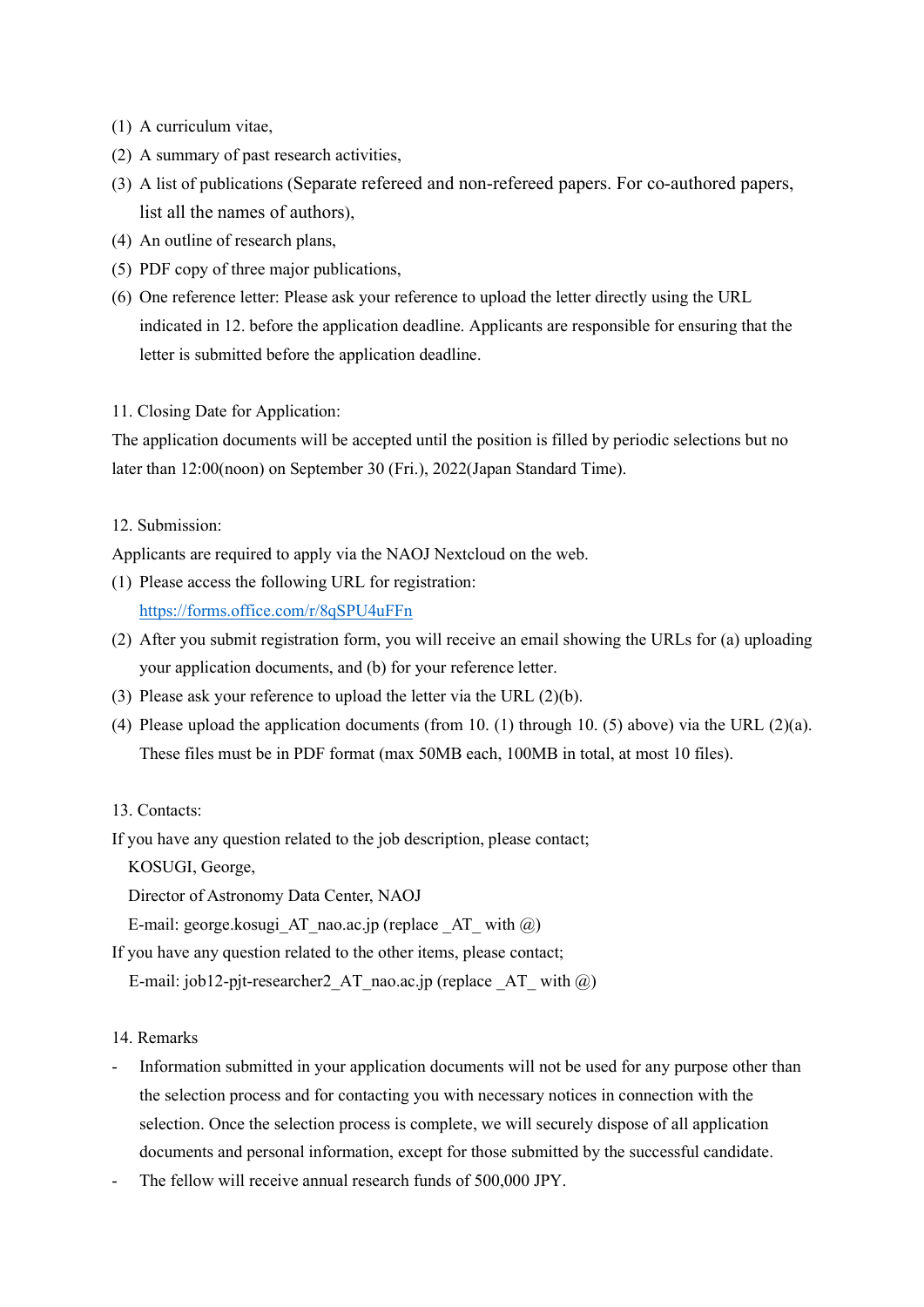(1) A curriculum vitae,
(2) A summary of past research activities,
(3) A list of publications (Separate refereed and non-refereed papers. For co-authored papers, list all the names of authors),
(4) An outline of research plans,
(5) PDF copy of three major publications,
(6) One reference letter: Please ask your reference to upload the letter directly using the URL indicated in 12. before the application deadline. Applicants are responsible for ensuring that the letter is submitted before the application deadline.

11. Closing Date for Application:

The application documents will be accepted until the position is filled by periodic selections but no later than 12:00(noon) on September 30 (Fri.), 2022(Japan Standard Time).

12. Submission:

Applicants are required to apply via the NAOJ Nextcloud on the web.

(1) Please access the following URL for registration:
    https://forms.office.com/r/8qSPU4uFFn
(2) After you submit registration form, you will receive an email showing the URLs for (a) uploading your application documents, and (b) for your reference letter.
(3) Please ask your reference to upload the letter via the URL (2)(b).
(4) Please upload the application documents (from 10. (1) through 10. (5) above) via the URL (2)(a). These files must be in PDF format (max 50MB each, 100MB in total, at most 10 files).

13. Contacts:

If you have any question related to the job description, please contact;

KOSUGI, George,
Director of Astronomy Data Center, NAOJ
E-mail: george.kosugi_AT_nao.ac.jp (replace _AT_ with @)

If you have any question related to the other items, please contact;

E-mail: job12-pjt-researcher2_AT_nao.ac.jp (replace _AT_ with @)

14. Remarks

- Information submitted in your application documents will not be used for any purpose other than the selection process and for contacting you with necessary notices in connection with the selection. Once the selection process is complete, we will securely dispose of all application documents and personal information, except for those submitted by the successful candidate.
- The fellow will receive annual research funds of 500,000 JPY.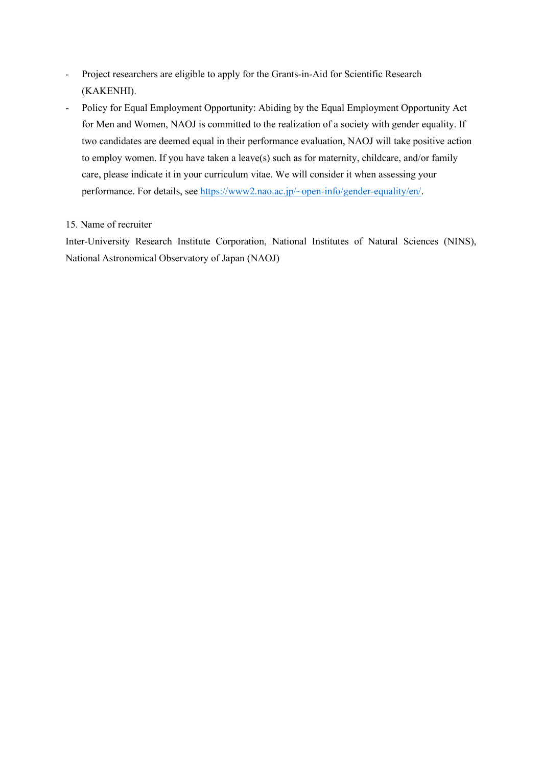- Project researchers are eligible to apply for the Grants-in-Aid for Scientific Research (KAKENHI).
- Policy for Equal Employment Opportunity: Abiding by the Equal Employment Opportunity Act for Men and Women, NAOJ is committed to the realization of a society with gender equality. If two candidates are deemed equal in their performance evaluation, NAOJ will take positive action to employ women. If you have taken a leave(s) such as for maternity, childcare, and/or family care, please indicate it in your curriculum vitae. We will consider it when assessing your performance. For details, see https://www2.nao.ac.jp/~open-info/gender-equality/en/.

15. Name of recruiter

Inter-University Research Institute Corporation, National Institutes of Natural Sciences (NINS), National Astronomical Observatory of Japan (NAOJ)